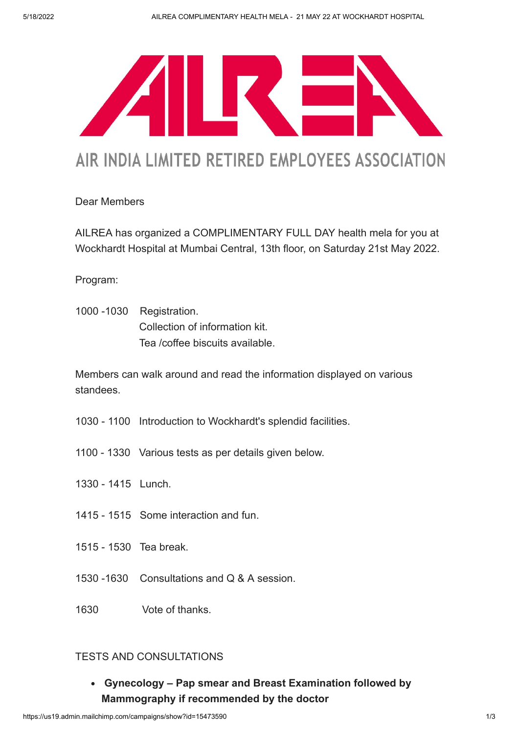# AILREA

## AIR INDIA LIMITED RETIRED EMPLOYEES ASSOCIATION

Dear Members

AILREA has organized a COMPLIMENTARY FULL DAY health mela for you at Wockhardt Hospital at Mumbai Central, 13th floor, on Saturday 21st May 2022.

Program:

1000 -1030 Registration.
Collection of information kit.
Tea /coffee biscuits available.

Members can walk around and read the information displayed on various standees.

1030 - 1100 Introduction to Wockhardt's splendid facilities.

1100 - 1330 Various tests as per details given below.

1330 - 1415 Lunch.

1415 - 1515 Some interaction and fun.

1515 - 1530 Tea break.

1530 -1630 Consultations and Q & A session.

1630 Vote of thanks.

TESTS AND CONSULTATIONS

- **Gynecology – Pap smear and Breast Examination followed by Mammography if recommended by the doctor**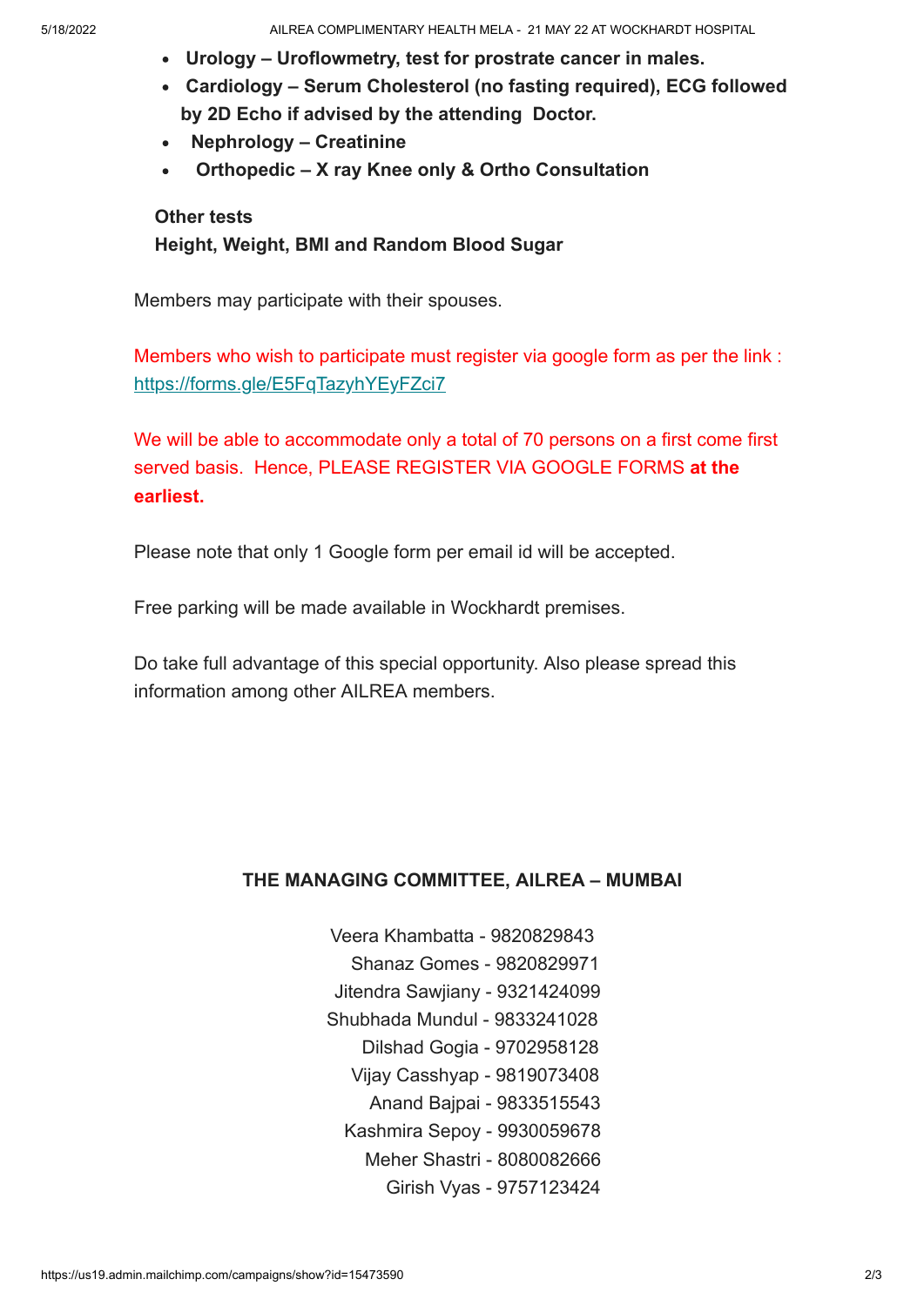- **Urology – Uroflowmetry, test for prostrate cancer in males.**
- **Cardiology – Serum Cholesterol (no fasting required), ECG followed by 2D Echo if advised by the attending Doctor.**
- **Nephrology – Creatinine**
- **Orthopedic – X ray Knee only & Ortho Consultation**

**Other tests**
**Height, Weight, BMI and Random Blood Sugar**

Members may participate with their spouses.

Members who wish to participate must register via google form as per the link : [https://forms.gle/E5FqTazyhYEyFZci7](https://forms.gle/E5FqTazyhYEyFZci7)

We will be able to accommodate only a total of 70 persons on a first come first served basis. Hence, PLEASE REGISTER VIA GOOGLE FORMS **at the earliest.**

Please note that only 1 Google form per email id will be accepted.

Free parking will be made available in Wockhardt premises.

Do take full advantage of this special opportunity. Also please spread this information among other AILREA members.

**THE MANAGING COMMITTEE, AILREA – MUMBAI**

Veera Khambatta - 9820829843
Shanaz Gomes - 9820829971
Jitendra Sawjiany - 9321424099
Shubhada Mundul - 9833241028
Dilshad Gogia - 9702958128
Vijay Casshyap - 9819073408
Anand Bajpai - 9833515543
Kashmira Sepoy - 9930059678
Meher Shastri - 8080082666
Girish Vyas - 9757123424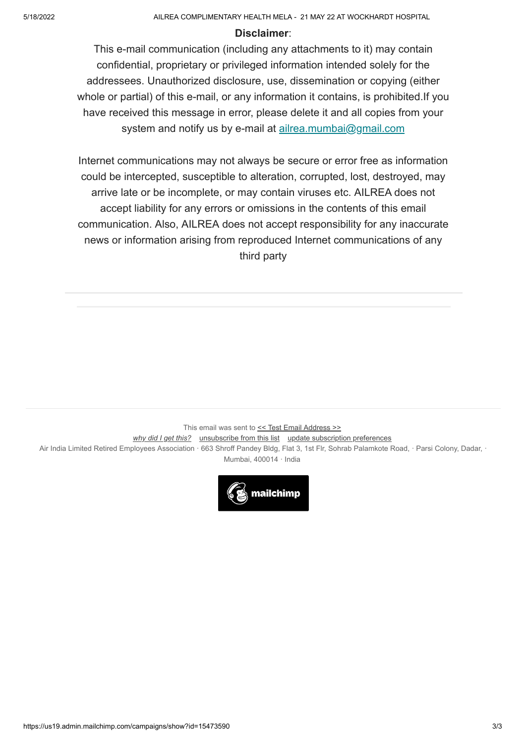**Disclaimer**:

This e-mail communication (including any attachments to it) may contain confidential, proprietary or privileged information intended solely for the addressees. Unauthorized disclosure, use, dissemination or copying (either whole or partial) of this e-mail, or any information it contains, is prohibited.If you have received this message in error, please delete it and all copies from your system and notify us by e-mail at ailrea.mumbai@gmail.com

Internet communications may not always be secure or error free as information could be intercepted, susceptible to alteration, corrupted, lost, destroyed, may arrive late or be incomplete, or may contain viruses etc. AILREA does not accept liability for any errors or omissions in the contents of this email communication. Also, AILREA does not accept responsibility for any inaccurate news or information arising from reproduced Internet communications of any third party

---

This email was sent to << Test Email Address >>

*why did I get this?* unsubscribe from this list update subscription preferences

Air India Limited Retired Employees Association · 663 Shroff Pandey Bldg, Flat 3, 1st Flr, Sohrab Palamkote Road, · Parsi Colony, Dadar, · Mumbai, 400014 · India

mailchimp